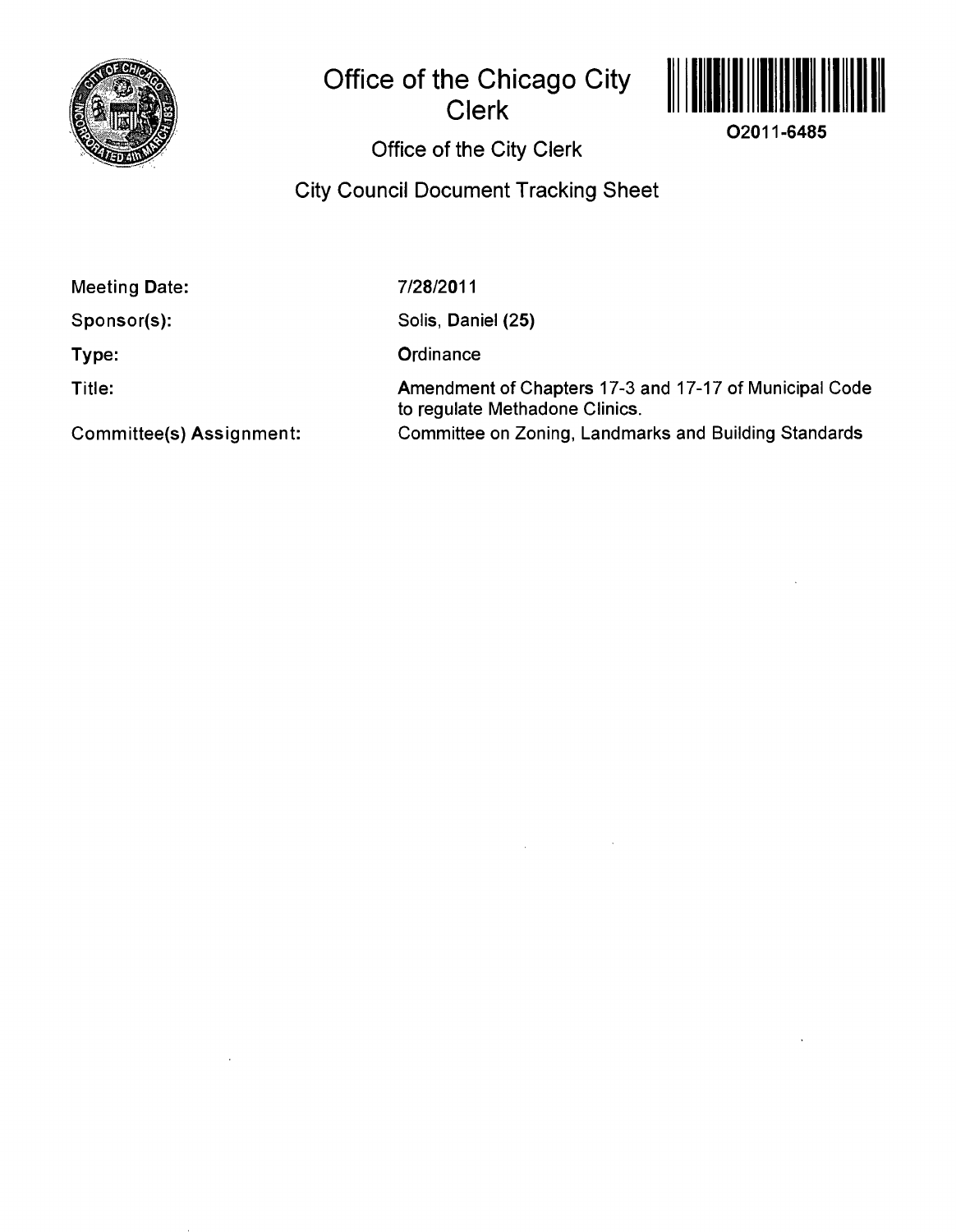# Office of the Chicago City Clerk

O2011-6485

## Office of the City Clerk

## City Council Document Tracking Sheet

| | |
|---|---|
| Meeting Date: | 7/28/2011 |
| Sponsor(s): | Solis, Daniel (25) |
| Type: | Ordinance |
| Title: | Amendment of Chapters 17-3 and 17-17 of Municipal Code to regulate Methadone Clinics. |
| Committee(s) Assignment: | Committee on Zoning, Landmarks and Building Standards |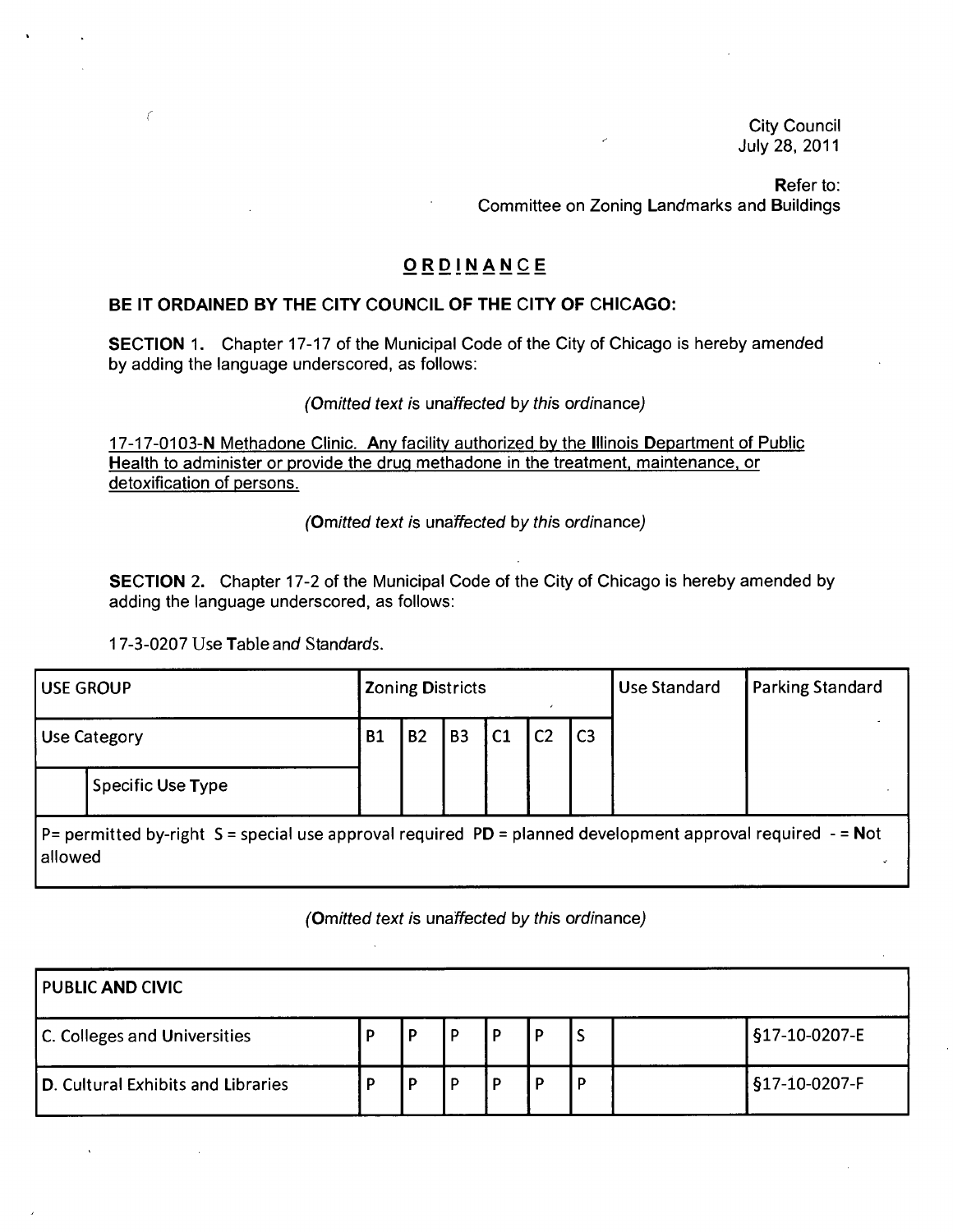City Council
July 28, 2011

Refer to:
Committee on Zoning Landmarks and Buildings

# ORDINANCE

**BE IT ORDAINED BY THE CITY COUNCIL OF THE CITY OF CHICAGO:**

**SECTION 1.** Chapter 17-17 of the Municipal Code of the City of Chicago is hereby amended by adding the language underscored, as follows:

*(Omitted text is unaffected by this ordinance)*

<u>17-17-0103-N Methadone Clinic. Any facility authorized by the Illinois Department of Public Health to administer or provide the drug methadone in the treatment, maintenance, or detoxification of persons.</u>

*(Omitted text is unaffected by this ordinance)*

**SECTION 2.** Chapter 17-2 of the Municipal Code of the City of Chicago is hereby amended by adding the language underscored, as follows:

17-3-0207 Use Table and Standards.

| USE GROUP | | Zoning Districts | | | | | | Use Standard | Parking Standard |
|---|---|---|---|---|---|---|---|---|---|
| Use Category | | B1 | B2 | B3 | C1 | C2 | C3 | | |
| | Specific Use Type | | | | | | | | |
| P= permitted by-right S = special use approval required PD = planned development approval required - = Not allowed | | | | | | | | | |

*(Omitted text is unaffected by this ordinance)*

| PUBLIC AND CIVIC | | | | | | | | |
|---|---|---|---|---|---|---|---|---|
| C. Colleges and Universities | P | P | P | P | P | S | | §17-10-0207-E |
| D. Cultural Exhibits and Libraries | P | P | P | P | P | P | | §17-10-0207-F |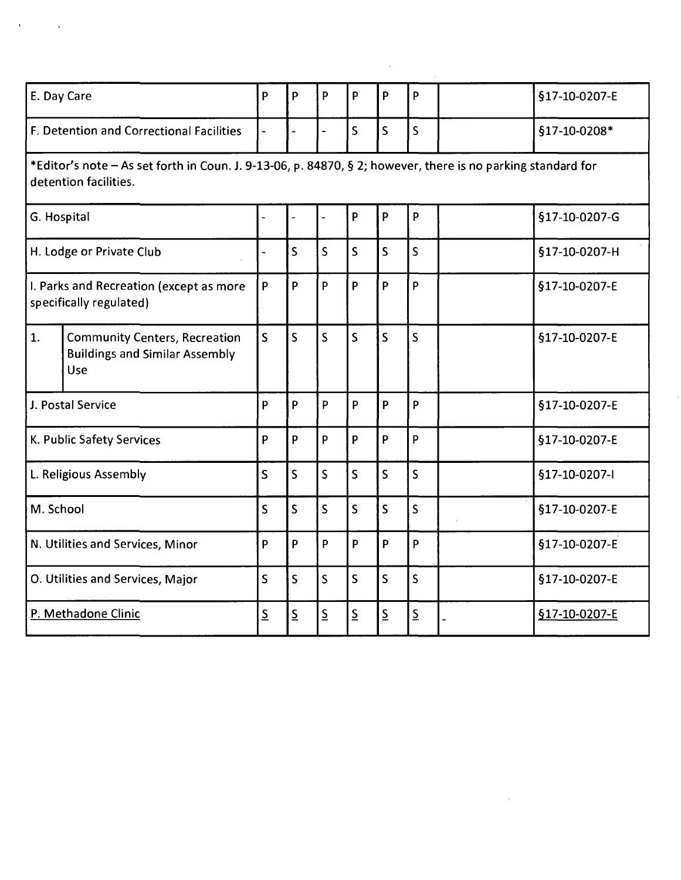| | | | | | | | | |
|---|---|---|---|---|---|---|---|---|
| E. Day Care | P | P | P | P | P | P | | §17-10-0207-E |
| F. Detention and Correctional Facilities | - | - | - | S | S | S | | §17-10-0208* |
| *Editor's note – As set forth in Coun. J. 9-13-06, p. 84870, § 2; however, there is no parking standard for detention facilities. | | | | | | | | |
| G. Hospital | - | - | - | P | P | P | | §17-10-0207-G |
| H. Lodge or Private Club | - | S | S | S | S | S | | §17-10-0207-H |
| I. Parks and Recreation (except as more specifically regulated) | P | P | P | P | P | P | | §17-10-0207-E |
| 1. Community Centers, Recreation Buildings and Similar Assembly Use | S | S | S | S | S | S | | §17-10-0207-E |
| J. Postal Service | P | P | P | P | P | P | | §17-10-0207-E |
| K. Public Safety Services | P | P | P | P | P | P | | §17-10-0207-E |
| L. Religious Assembly | S | S | S | S | S | S | | §17-10-0207-I |
| M. School | S | S | S | S | S | S | | §17-10-0207-E |
| N. Utilities and Services, Minor | P | P | P | P | P | P | | §17-10-0207-E |
| O. Utilities and Services, Major | S | S | S | S | S | S | | §17-10-0207-E |
| <u>P. Methadone Clinic</u> | <u>S</u> | <u>S</u> | <u>S</u> | <u>S</u> | <u>S</u> | <u>S</u> | <u>-</u> | <u>§17-10-0207-E</u> |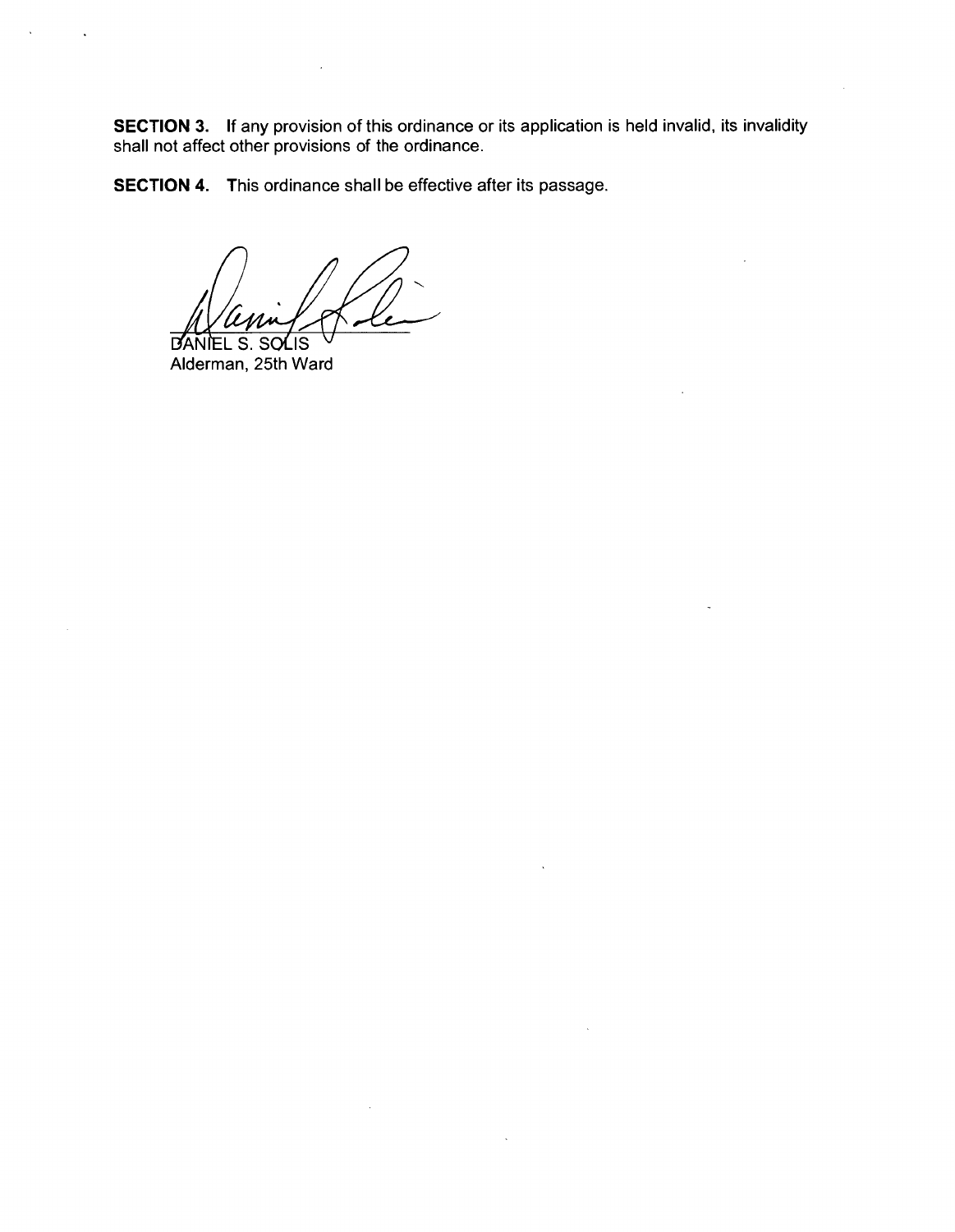**SECTION 3.** If any provision of this ordinance or its application is held invalid, its invalidity shall not affect other provisions of the ordinance.

**SECTION 4.** This ordinance shall be effective after its passage.

DANIEL S. SOLIS
Alderman, 25th Ward